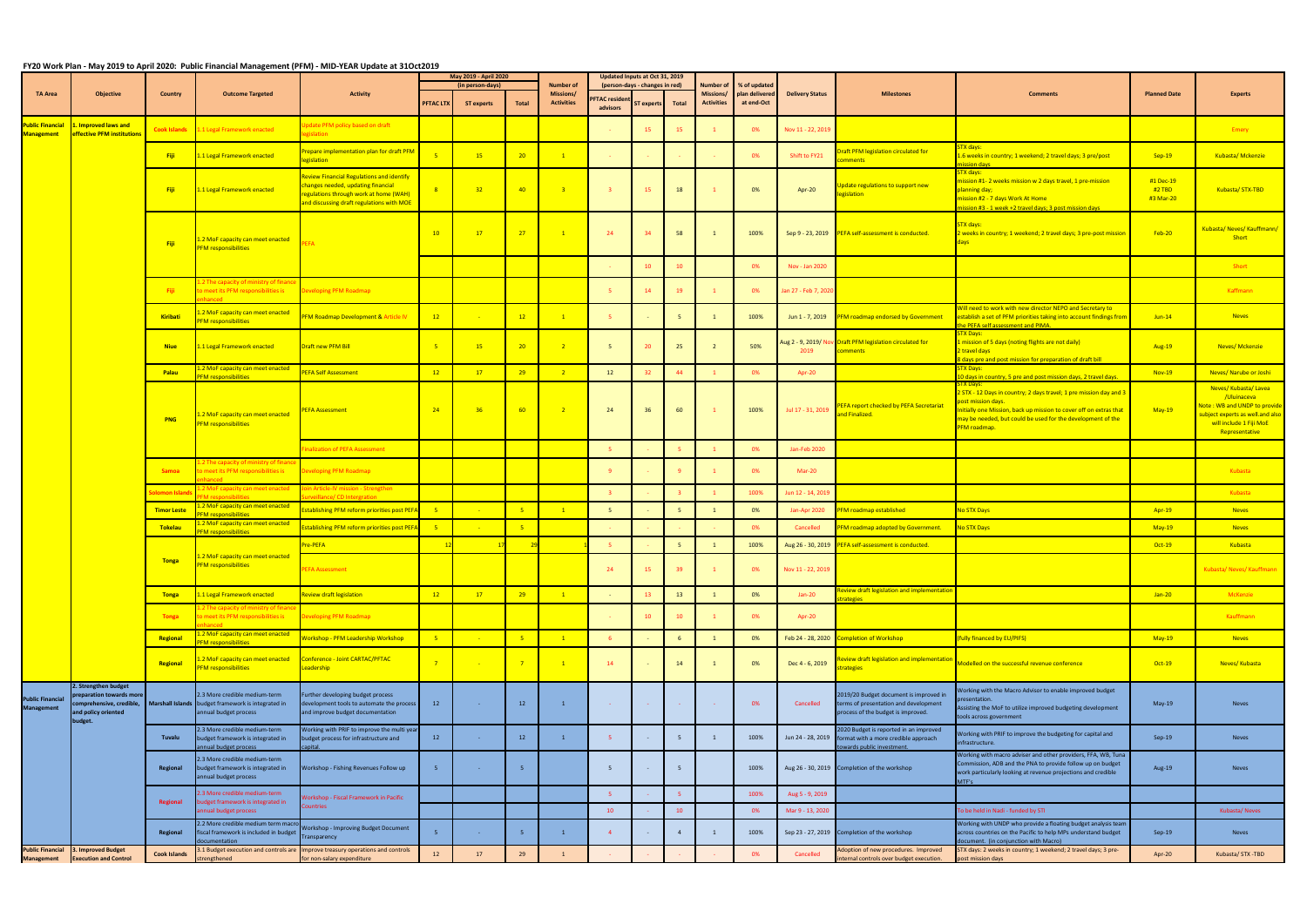# FY20 Work Plan - May 2019 to April 2020: Public Financial Management (PFM) - MID-YEAR Update at 31Oct2019

| TA Area | Objective | Country | Outcome Targeted | Activity | May 2019 - April 2020 (in person-days) | | | Number of Missions/ Activities | Updated Inputs at Oct 31, 2019 (person-days - changes in red) | | | Number of Missions/ Activities | % of updated plan delivered at end-Oct | Delivery Status | Milestones | Comments | Planned Date | Experts |
|---|---|---|---|---|---|---|---|---|---|---|---|---|---|---|---|---|---|---|
| | | | | | PFTAC LTX | ST experts | Total | | PFTAC resident advisors | ST experts | Total | | | | | | | |
| Public Financial Management | 1. Improved laws and effective PFM institutions | Cook Islands | 1.1 Legal Framework enacted | Update PFM policy based on draft legislation | | | | | - | 15 | 15 | 1 | 0% | Nov 11 - 22, 2019 | | | | Emery |
| | | Fiji | 1.1 Legal Framework enacted | Prepare implementation plan for draft PFM legislation | 5 | 15 | 20 | 1 | - | - | - | - | 0% | Shift to FY21 | Draft PFM legislation circulated for comments | STX days: 1.6 weeks in country; 1 weekend; 2 travel days; 3 pre/post mission days | Sep-19 | Kubasta/ Mckenzie |
| | | Fiji | 1.1 Legal Framework enacted | Review Financial Regulations and identify changes needed, updating financial regulations through work at home (WAH) and discussing draft regulations with MOE | 8 | 32 | 40 | 3 | 3 | 15 | 18 | 1 | 0% | Apr-20 | Update regulations to support new legislation | STX days: mission #1- 2 weeks mission w 2 days travel, 1 pre-mission planning day; mission #2 - 7 days Work At Home mission #3 - 1 week +2 travel days; 3 post mission days | #1 Dec-19 #2 TBD #3 Mar-20 | Kubasta/ STX-TBD |
| | | Fiji | 1.2 MoF capacity can meet enacted PFM responsibilities | PEFA | 10 | 17 | 27 | 1 | 24 | 34 | 58 | 1 | 100% | Sep 9 - 23, 2019 | PEFA self-assessment is conducted. | STX days: 2 weeks in country; 1 weekend; 2 travel days; 3 pre-post mission days | Feb-20 | Kubasta/ Neves/ Kauffmann/ Short |
| | | | | | | | | | - | 10 | 10 | | 0% | Nov - Jan 2020 | | | | Short |
| | | Fiji | 1.2 The capacity of ministry of finance to meet its PFM responsibilities is enhanced | Developing PFM Roadmap | | | | | 5 | 14 | 19 | 1 | 0% | Jan 27 - Feb 7, 2020 | | | | Kaffmann |
| | | Kiribati | 1.2 MoF capacity can meet enacted PFM responsibilities | PFM Roadmap Development & Article IV | 12 | - | 12 | 1 | 5 | - | 5 | 1 | 100% | Jun 1 - 7, 2019 | PFM roadmap endorsed by Government | Will need to work with new director NEPO and Secretary to establish a set of PFM priorities taking into account findings from the PEFA self assessment and PIMA. | Jun-14 | Neves |
| | | Niue | 1.1 Legal Framework enacted | Draft new PFM Bill | 5 | 15 | 20 | 2 | 5 | 20 | 25 | 2 | 50% | Aug 2 - 9, 2019/ Nov 2019 | Draft PFM legislation circulated for comments | STX Days: 1 mission of 5 days (noting flights are not daily) 2 travel days 8 days pre and post mission for preparation of draft bill | Aug-19 | Neves/ Mckenzie |
| | | Palau | 1.2 MoF capacity can meet enacted PFM responsibilities | PEFA Self Assessment | 12 | 17 | 29 | 2 | 12 | 32 | 44 | 1 | 0% | Apr-20 | | STX Days: 10 days in country, 5 pre and post mission days, 2 travel days. | Nov-19 | Neves/ Narube or Joshi |
| | | PNG | 1.2 MoF capacity can meet enacted PFM responsibilities | PEFA Assessment | 24 | 36 | 60 | 2 | 24 | 36 | 60 | 1 | 100% | Jul 17 - 31, 2019 | PEFA report checked by PEFA Secretariat and Finalized. | STX Days: 2 STX - 12 Days in country; 2 days travel; 1 pre mission day and 3 post mission days. Initially one Mission, back up mission to cover off on extras that may be needed, but could be used for the development of the PFM roadmap. | May-19 | Neves/ Kubasta/ Lavea /Uluinaceva Note : WB and UNDP to provide subject experts as well and also will include 1 Fiji MoE Representative |
| | | | | Finalization of PEFA Assessment | | | | | 5 | - | 5 | 1 | 0% | Jan-Feb 2020 | | | | |
| | | Samoa | 1.2 The capacity of ministry of finance to meet its PFM responsibilities is enhanced | Developing PFM Roadmap | | | | | 9 | - | 9 | 1 | 0% | Mar-20 | | | | Kubasta |
| | | Solomon Islands | 1.2 MoF capacity can meet enacted PFM responsibilities | Join Article-IV mission - Strengthen Surveillance/ CD Intergration | | | | | 3 | - | 3 | 1 | 100% | Jun 12 - 14, 2019 | | | | Kubasta |
| | | Timor Leste | 1.2 MoF capacity can meet enacted PFM responsibilities | Establishing PFM reform priorities post PEFA | 5 | - | 5 | 1 | 5 | - | 5 | 1 | 0% | Jan-Apr 2020 | PFM roadmap established | No STX Days | Apr-19 | Neves |
| | | Tokelau | 1.2 MoF capacity can meet enacted PFM responsibilities | Establishing PFM reform priorities post PEFA | 5 | - | 5 | | - | - | - | - | 0% | Cancelled | PFM roadmap adopted by Government. | No STX Days | May-19 | Neves |
| | | Tonga | 1.2 MoF capacity can meet enacted PFM responsibilities | Pre-PEFA | 12 | 17 | 29 | 1 | 5 | - | 5 | 1 | 100% | Aug 26 - 30, 2019 | PEFA self-assessment is conducted. | | Oct-19 | Kubasta |
| | | | | PEFA Assessment | | | | | 24 | 15 | 39 | 1 | 0% | Nov 11 - 22, 2019 | | | | Kubasta/ Neves/ Kauffmann |
| | | Tonga | 1.1 Legal Framework enacted | Review draft legislation | 12 | 17 | 29 | 1 | - | 13 | 13 | 1 | 0% | Jan-20 | Review draft legislation and implementation strategies | | Jan-20 | McKenzie |
| | | Tonga | 1.2 The capacity of ministry of finance to meet its PFM responsibilities is enhanced | Developing PFM Roadmap | | | | | - | 10 | 10 | 1 | 0% | Apr-20 | | | | Kauffmann |
| | | Regional | 1.2 MoF capacity can meet enacted PFM responsibilities | Workshop - PFM Leadership Workshop | 5 | - | 5 | 1 | 6 | - | 6 | 1 | 0% | Feb 24 - 28, 2020 | Completion of Workshop | (fully financed by EU/PIFS) | May-19 | Neves |
| | | Regional | 1.2 MoF capacity can meet enacted PFM responsibilities | Conference - Joint CARTAC/PFTAC Leadership | 7 | - | 7 | 1 | 14 | - | 14 | 1 | 0% | Dec 4 - 6, 2019 | Review draft legislation and implementation strategies | Modelled on the successful revenue conference | Oct-19 | Neves/ Kubasta |
| Public Financial Management | 2. Strengthen budget preparation towards more comprehensive, credible, and policy oriented budget. | Marshall Islands | 2.3 More credible medium-term budget framework is integrated in annual budget process | Further developing budget process development tools to automate the process and improve budget documentation | 12 | - | 12 | 1 | - | - | - | - | 0% | Cancelled | 2019/20 Budget document is improved in terms of presentation and development process of the budget is improved. | Working with the Macro Advisor to enable improved budget presentation. Assisting the MoF to utilize improved budgeting development tools across government | May-19 | Neves |
| | | Tuvalu | 2.3 More credible medium-term budget framework is integrated in annual budget process | Working with PRIF to improve the multi year budget process for infrastructure and capital. | 12 | - | 12 | 1 | 5 | - | 5 | 1 | 100% | Jun 24 - 28, 2019 | 2020 Budget is reported in an improved format with a more credible approach towards public investment. | Working with PRIF to improve the budgeting for capital and infrastructure. | Sep-19 | Neves |
| | | Regional | 2.3 More credible medium-term budget framework is integrated in annual budget process | Workshop - Fishing Revenues Follow up | 5 | - | 5 | | 5 | - | 5 | | 100% | Aug 26 - 30, 2019 | Completion of the workshop | Working with macro adviser and other providers, FFA, WB, Tuna Commission, ADB and the PNA to provide follow up on budget work particularly looking at revenue projections and credible MTF's | Aug-19 | Neves |
| | | Regional | 2.3 More credible medium-term budget framework is integrated in annual budget process | Workshop - Fiscal Framework in Pacific Countries | | | | | 5 | - | 5 | | 100% | Aug 5 - 9, 2019 | | | | |
| | | | | | | | | | 10 | - | 10 | | 0% | Mar 9 - 13, 2020 | | To be held in Nadi - funded by STI | | Kubasta/ Neves |
| | | Regional | 2.2 More credible medium term macro fiscal framework is included in budget documentation | Workshop - Improving Budget Document Transparency | 5 | - | 5 | 1 | 4 | - | 4 | 1 | 100% | Sep 23 - 27, 2019 | Completion of the workshop | Working with UNDP who provide a floating budget analysis team across countries on the Pacific to help MPs understand budget document. (in conjunction with Macro) | Sep-19 | Neves |
| Public Financial Management | 3. Improved Budget Execution and Control | Cook Islands | 3.1 Budget execution and controls are strengthened | Improve treasury operations and controls for non-salary expenditure | 12 | 17 | 29 | 1 | - | - | - | - | 0% | Cancelled | Adoption of new procedures. Improved internal controls over budget execution. | STX days: 2 weeks in country; 1 weekend; 2 travel days; 3 pre-post mission days | Apr-20 | Kubasta/ STX -TBD |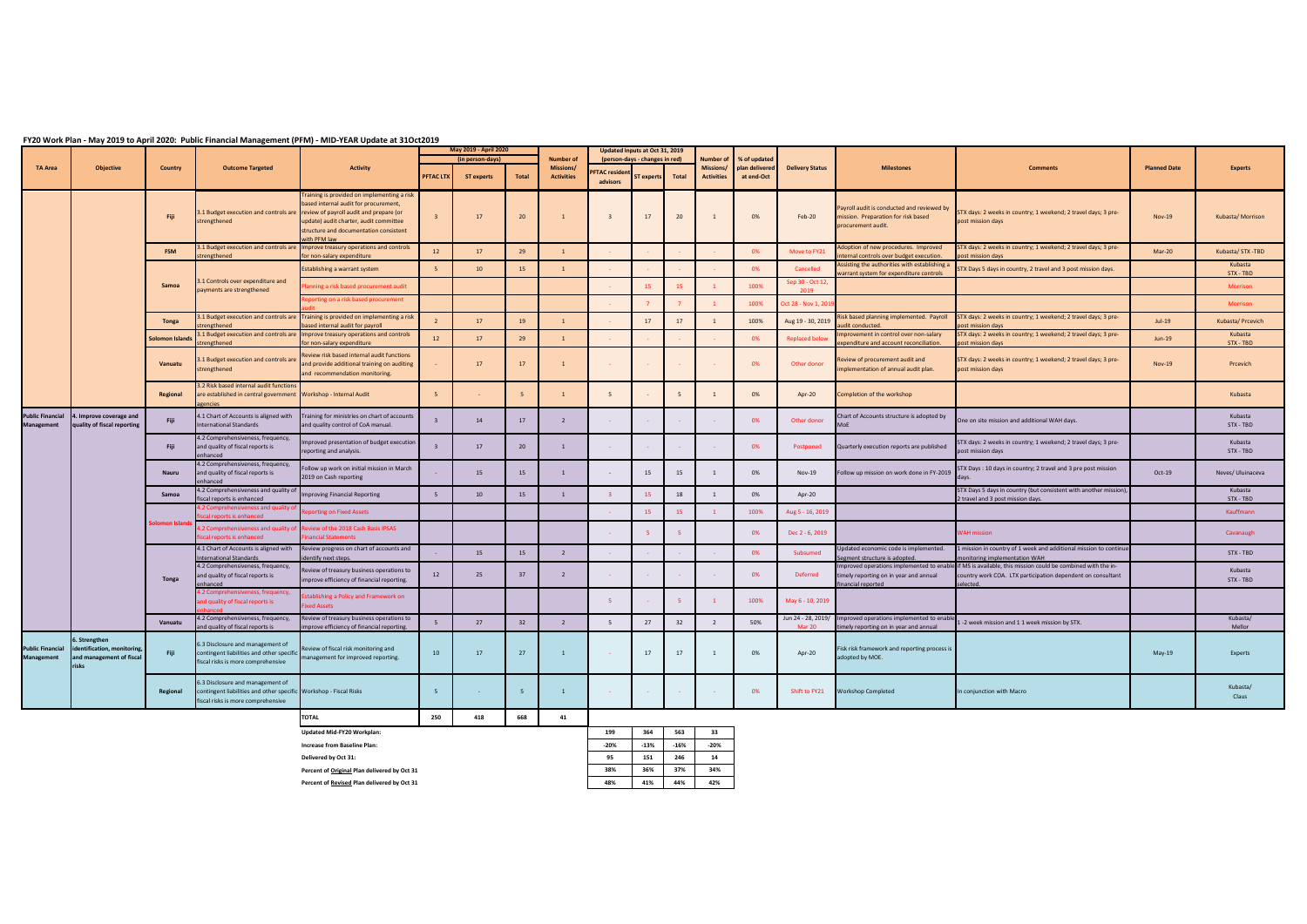## FY20 Work Plan - May 2019 to April 2020: Public Financial Management (PFM) - MID-YEAR Update at 31Oct2019

| TA Area | Objective | Country | Outcome Targeted | Activity | May 2019 - April 2020 (in person-days) | | | Number of Missions/ Activities | Updated Inputs at Oct 31, 2019 (person-days - changes in red) | | | Number of Missions/ Activities | % of updated plan delivered at end-Oct | Delivery Status | Milestones | Comments | Planned Date | Experts |
|---|---|---|---|---|---|---|---|---|---|---|---|---|---|---|---|---|---|---|
| | | | | | PFTAC LTX | ST experts | Total | | PFTAC resident advisors | ST experts | Total | | | | | | | |
| | | Fiji | 3.1 Budget execution and controls are strengthened | Training is provided on implementing a risk based internal audit for procurement, review of payroll audit and prepare (or update) audit charter, audit committee structure and documentation consistent with PFM law | 3 | 17 | 20 | 1 | 3 | 17 | 20 | 1 | 0% | Feb-20 | Payroll audit is conducted and reviewed by mission. Preparation for risk based procurement audit. | STX days: 2 weeks in country; 1 weekend; 2 travel days; 3 pre-post mission days | Nov-19 | Kubasta/ Morrison |
| | | FSM | 3.1 Budget execution and controls are strengthened | Improve treasury operations and controls for non-salary expenditure | 12 | 17 | 29 | 1 | - | - | - | - | 0% | Move to FY21 | Adoption of new procedures. Improved internal controls over budget execution. | STX days: 2 weeks in country; 1 weekend; 2 travel days; 3 pre-post mission days | Mar-20 | Kubasta/ STX -TBD |
| | | Samoa | 3.1 Controls over expenditure and payments are strengthened | Establishing a warrant system | 5 | 10 | 15 | 1 | - | - | - | - | 0% | Cancelled | Assisting the authorities with establishing a warrant system for expenditure controls | STX Days 5 days in country, 2 travel and 3 post mission days. | | Kubasta STX - TBD |
| | | | | Planning a risk based procurement audit | | | | | - | 15 | 15 | 1 | 100% | Sep 30 - Oct 12, 2019 | | | | Morrison |
| | | | | Reporting on a risk based procurement audit | | | | | - | 7 | 7 | 1 | 100% | Oct 28 - Nov 1, 2019 | | | | Morrison |
| | | Tonga | 3.1 Budget execution and controls are strengthened | Training is provided on implementing a risk based internal audit for payroll | 2 | 17 | 19 | 1 | - | 17 | 17 | 1 | 100% | Aug 19 - 30, 2019 | Risk based planning implemented. Payroll audit conducted. | STX days: 2 weeks in country; 1 weekend; 2 travel days; 3 pre-post mission days | Jul-19 | Kubasta/ Prcevich |
| | | Solomon Islands | 3.1 Budget execution and controls are strengthened | Improve treasury operations and controls for non-salary expenditure | 12 | 17 | 29 | 1 | - | - | - | - | 0% | Replaced below | Improvement in control over non-salary expenditure and account reconciliation. | STX days: 2 weeks in country; 1 weekend; 2 travel days; 3 pre-post mission days | Jun-19 | Kubasta STX - TBD |
| | | Vanuatu | 3.1 Budget execution and controls are strengthened | Review risk based internal audit functions and provide additional training on auditing and recommendation monitoring. | - | 17 | 17 | 1 | - | - | - | - | 0% | Other donor | Review of procurement audit and implementation of annual audit plan. | STX days: 2 weeks in country; 1 weekend; 2 travel days; 3 pre-post mission days | Nov-19 | Prcevich |
| | | Regional | 3.2 Risk based internal audit functions are established in central government agencies | Workshop - Internal Audit | 5 | - | 5 | 1 | 5 | - | 5 | 1 | 0% | Apr-20 | Completion of the workshop | | | Kubasta |
| Public Financial Management | 4. Improve coverage and quality of fiscal reporting | Fiji | 4.1 Chart of Accounts is aligned with International Standards | Training for ministries on chart of accounts and quality control of CoA manual. | 3 | 14 | 17 | 2 | - | - | - | - | 0% | Other donor | Chart of Accounts structure is adopted by MoE | One on site mission and additional WAH days. | | Kubasta STX - TBD |
| | | Fiji | 4.2 Comprehensiveness, frequency, and quality of fiscal reports is enhanced | Improved presentation of budget execution reporting and analysis. | 3 | 17 | 20 | 1 | - | - | - | - | 0% | Postponed | Quarterly execution reports are published | STX days: 2 weeks in country; 1 weekend; 2 travel days; 3 pre-post mission days | | Kubasta STX - TBD |
| | | Nauru | 4.2 Comprehensiveness, frequency, and quality of fiscal reports is enhanced | Follow up work on initial mission in March 2019 on Cash reporting | - | 15 | 15 | 1 | - | 15 | 15 | 1 | 0% | Nov-19 | Follow up mission on work done in FY-2019 | STX Days : 10 days in country; 2 travel and 3 pre post mission days. | Oct-19 | Neves/ Uluinaceva |
| | | Samoa | 4.2 Comprehensiveness and quality of fiscal reports is enhanced | Improving Financial Reporting | 5 | 10 | 15 | 1 | 3 | 15 | 18 | 1 | 0% | Apr-20 | | STX Days 5 days in country (but consistent with another mission), 2 travel and 3 post mission days. | | Kubasta STX - TBD |
| | | Solomon Islands | 4.2 Comprehensiveness and quality of fiscal reports is enhanced | Reporting on Fixed Assets | | | | | - | 15 | 15 | 1 | 100% | Aug 5 - 16, 2019 | | | | Kauffmann |
| | | | 4.2 Comprehensiveness and quality of fiscal reports is enhanced | Review of the 2018 Cash Basis IPSAS Financial Statements | | | | | - | 5 | 5 | | 0% | Dec 2 - 6, 2019 | | WAH mission | | Cavanaugh |
| | | Tonga | 4.1 Chart of Accounts is aligned with International Standards | Review progress on chart of accounts and identify next steps. | - | 15 | 15 | 2 | - | - | - | - | 0% | Subsumed | Updated economic code is implemented. Segment structure is adopted. | 1 mission in country of 1 week and additional mission to continue monitoring implementation WAH | | STX - TBD |
| | | | 4.2 Comprehensiveness, frequency, and quality of fiscal reports is enhanced | Review of treasury business operations to improve efficiency of financial reporting. | 12 | 25 | 37 | 2 | - | - | - | - | 0% | Deferred | Improved operations implemented to enable timely reporting on in year and annual financial reported | If MS is available, this mission could be combined with the in-country work COA. LTX participation dependent on consultant selected. | | Kubasta STX - TBD |
| | | | 4.2 Comprehensiveness, frequency, and quality of fiscal reports is enhanced | Establishing a Policy and Framework on Fixed Assets | | | | | 5 | - | 5 | 1 | 100% | May 6 - 10, 2019 | | | | |
| | | Vanuatu | 4.2 Comprehensiveness, frequency, and quality of fiscal reports is | Review of treasury business operations to improve efficiency of financial reporting. | 5 | 27 | 32 | 2 | 5 | 27 | 32 | 2 | 50% | Jun 24 - 28, 2019/ Mar 20 | Improved operations implemented to enable timely reporting on in year and annual | 1 -2 week mission and 1 1 week mission by STX. | | Kubasta/ Mellor |
| Public Financial Management | 6. Strengthen identification, monitoring, and management of fiscal risks | Fiji | 6.3 Disclosure and management of contingent liabilities and other specific fiscal risks is more comprehensive | Review of fiscal risk monitoring and management for improved reporting. | 10 | 17 | 27 | 1 | - | 17 | 17 | 1 | 0% | Apr-20 | Fisk risk framework and reporting process is adopted by MOE. | | May-19 | Experts |
| | | Regional | 6.3 Disclosure and management of contingent liabilities and other specific fiscal risks is more comprehensive | Workshop - Fiscal Risks | 5 | - | 5 | 1 | - | - | - | - | 0% | Shift to FY21 | Workshop Completed | In conjunction with Macro | | Kubasta/ Claus |
| | | | | TOTAL | 250 | 418 | 668 | 41 | | | | | | | | | | |
| | | | | Updated Mid-FY20 Workplan: | | | | | 199 | 364 | 563 | 33 | | | | | | |
| | | | | Increase from Baseline Plan: | | | | | -20% | -13% | -16% | -20% | | | | | | |
| | | | | Delivered by Oct 31: | | | | | 95 | 151 | 246 | 14 | | | | | | |
| | | | | Percent of Original Plan delivered by Oct 31 | | | | | 38% | 36% | 37% | 34% | | | | | | |
| | | | | Percent of Revised Plan delivered by Oct 31 | | | | | 48% | 41% | 44% | 42% | | | | | | |